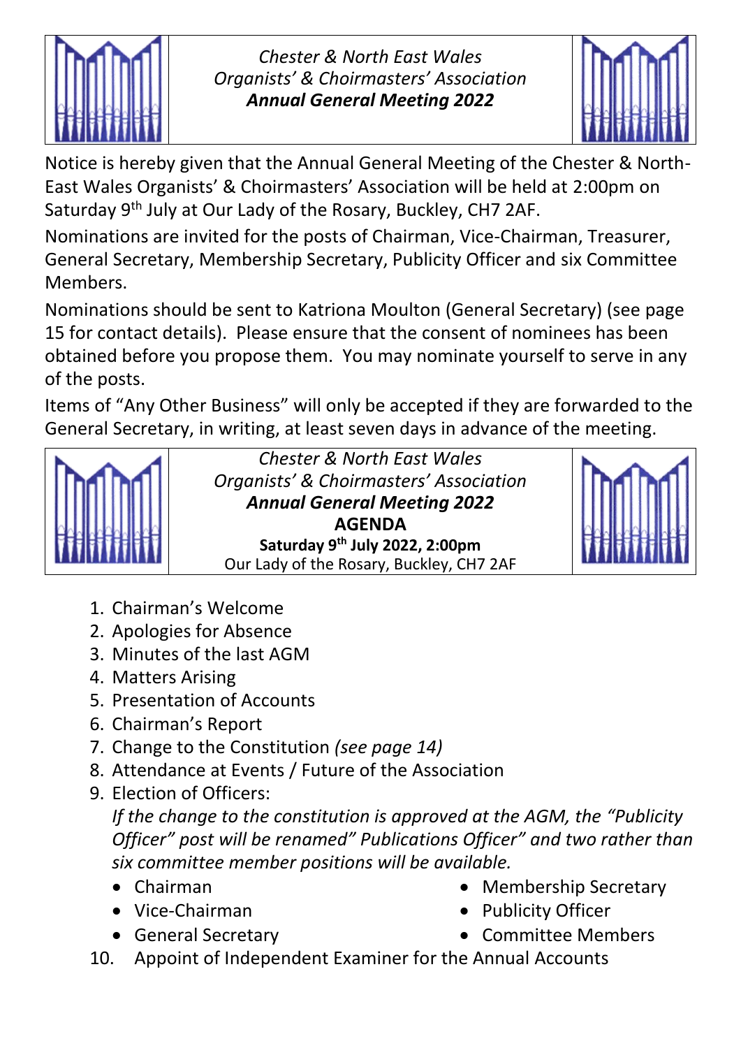*Chester & North East Wales*
*Organists' & Choirmasters' Association*
***Annual General Meeting 2022***

Notice is hereby given that the Annual General Meeting of the Chester & North-East Wales Organists' & Choirmasters' Association will be held at 2:00pm on Saturday 9th July at Our Lady of the Rosary, Buckley, CH7 2AF.

Nominations are invited for the posts of Chairman, Vice-Chairman, Treasurer, General Secretary, Membership Secretary, Publicity Officer and six Committee Members.

Nominations should be sent to Katriona Moulton (General Secretary) (see page 15 for contact details). Please ensure that the consent of nominees has been obtained before you propose them. You may nominate yourself to serve in any of the posts.

Items of "Any Other Business" will only be accepted if they are forwarded to the General Secretary, in writing, at least seven days in advance of the meeting.

*Chester & North East Wales*
*Organists' & Choirmasters' Association*
***Annual General Meeting 2022***

**AGENDA**

**Saturday 9th July 2022, 2:00pm**

Our Lady of the Rosary, Buckley, CH7 2AF

1. Chairman's Welcome
2. Apologies for Absence
3. Minutes of the last AGM
4. Matters Arising
5. Presentation of Accounts
6. Chairman's Report
7. Change to the Constitution *(see page 14)*
8. Attendance at Events / Future of the Association
9. Election of Officers:
   *If the change to the constitution is approved at the AGM, the "Publicity Officer" post will be renamed" Publications Officer" and two rather than six committee member positions will be available.*
   - Chairman
   - Vice-Chairman
   - General Secretary
   - Membership Secretary
   - Publicity Officer
   - Committee Members
10. Appoint of Independent Examiner for the Annual Accounts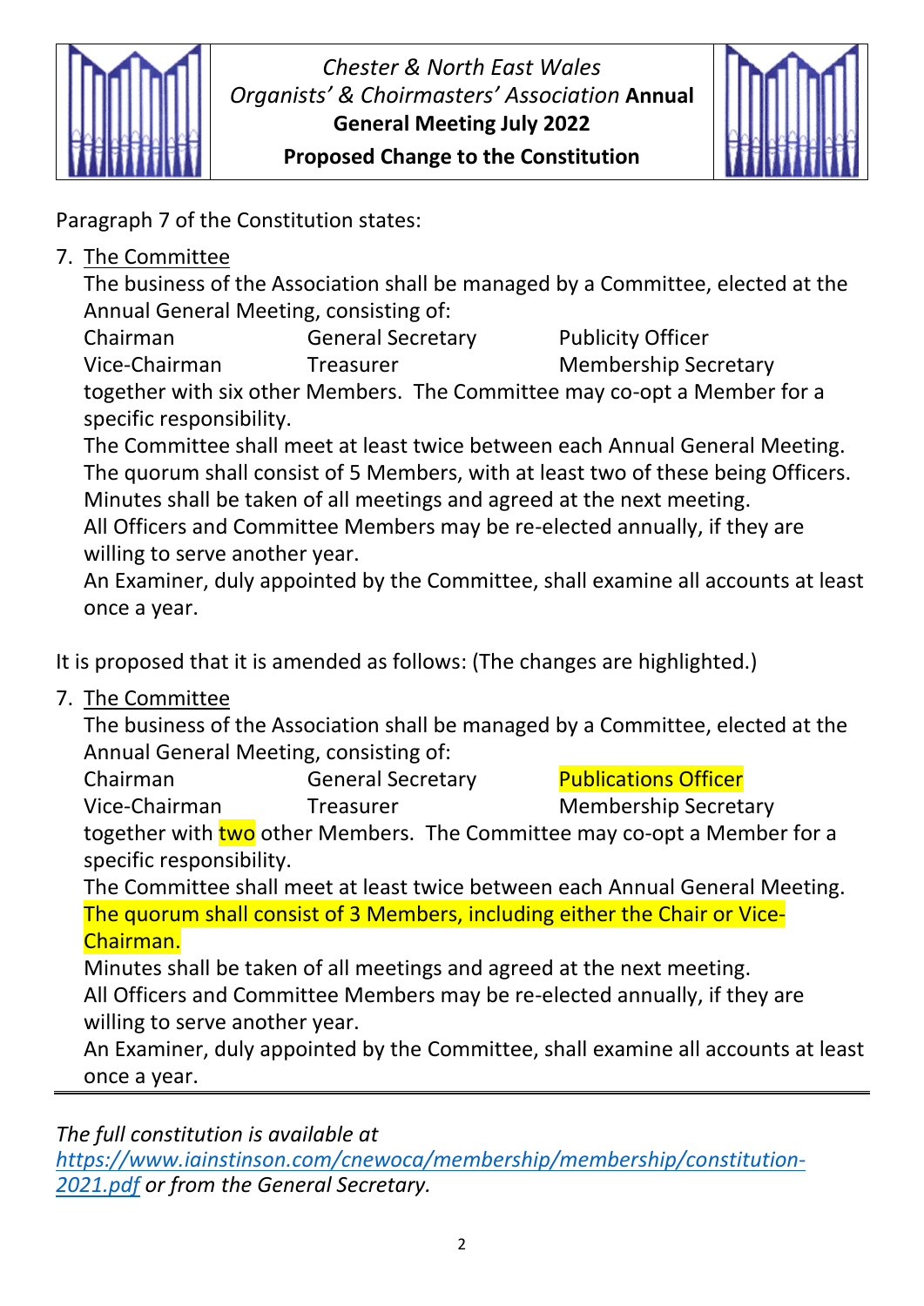*Chester & North East Wales Organists' & Choirmasters' Association* **Annual General Meeting July 2022**

**Proposed Change to the Constitution**

Paragraph 7 of the Constitution states:

7. The Committee

   The business of the Association shall be managed by a Committee, elected at the Annual General Meeting, consisting of:

   | | | |
   |---|---|---|
   | Chairman | General Secretary | Publicity Officer |
   | Vice-Chairman | Treasurer | Membership Secretary |

   together with six other Members. The Committee may co-opt a Member for a specific responsibility.

   The Committee shall meet at least twice between each Annual General Meeting.

   The quorum shall consist of 5 Members, with at least two of these being Officers.

   Minutes shall be taken of all meetings and agreed at the next meeting.

   All Officers and Committee Members may be re-elected annually, if they are willing to serve another year.

   An Examiner, duly appointed by the Committee, shall examine all accounts at least once a year.

It is proposed that it is amended as follows: (The changes are highlighted.)

7. The Committee

   The business of the Association shall be managed by a Committee, elected at the Annual General Meeting, consisting of:

   | | | |
   |---|---|---|
   | Chairman | General Secretary | Publications Officer |
   | Vice-Chairman | Treasurer | Membership Secretary |

   together with two other Members. The Committee may co-opt a Member for a specific responsibility.

   The Committee shall meet at least twice between each Annual General Meeting.

   The quorum shall consist of 3 Members, including either the Chair or Vice-Chairman.

   Minutes shall be taken of all meetings and agreed at the next meeting.

   All Officers and Committee Members may be re-elected annually, if they are willing to serve another year.

   An Examiner, duly appointed by the Committee, shall examine all accounts at least once a year.

---

*The full constitution is available at [https://www.iainstinson.com/cnewoca/membership/membership/constitution-2021.pdf](https://www.iainstinson.com/cnewoca/membership/membership/constitution-2021.pdf) or from the General Secretary.*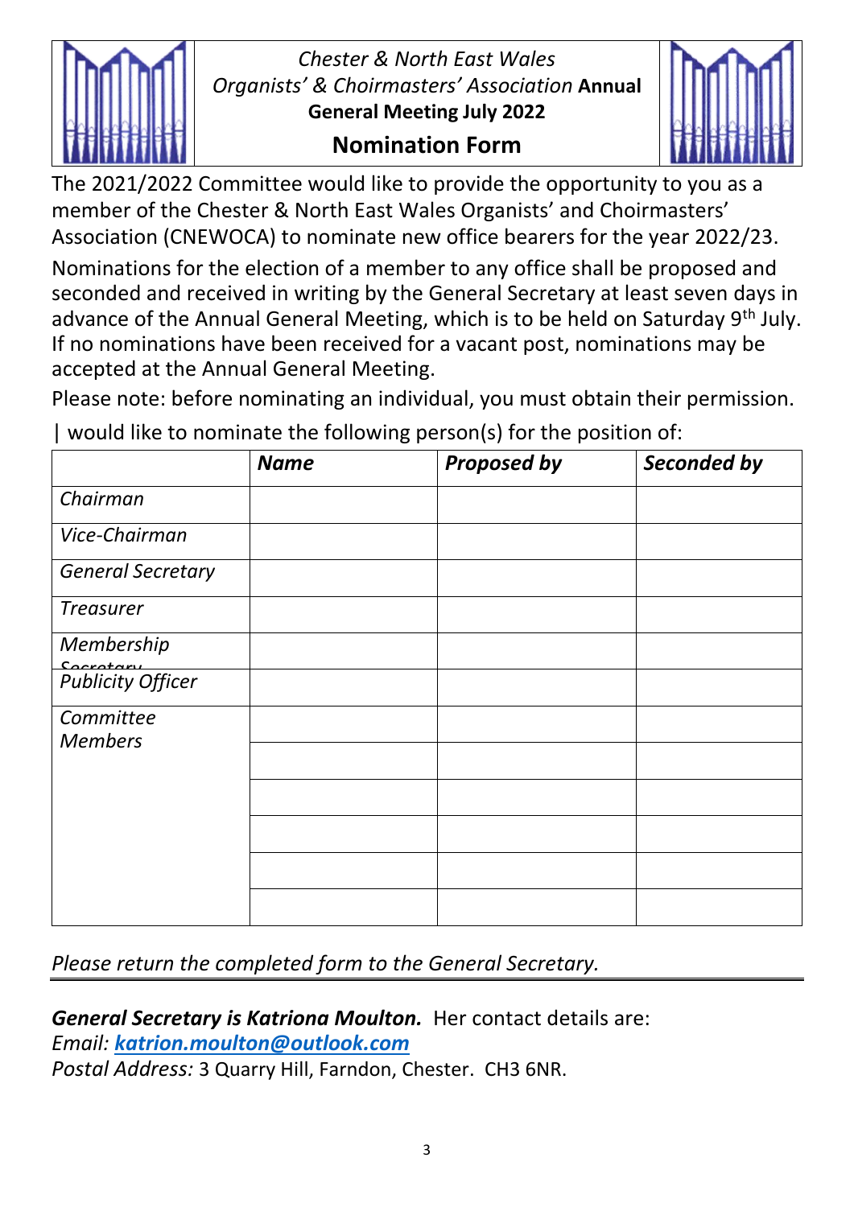*Chester & North East Wales Organists' & Choirmasters' Association* **Annual General Meeting July 2022**

## Nomination Form

The 2021/2022 Committee would like to provide the opportunity to you as a member of the Chester & North East Wales Organists' and Choirmasters' Association (CNEWOCA) to nominate new office bearers for the year 2022/23.

Nominations for the election of a member to any office shall be proposed and seconded and received in writing by the General Secretary at least seven days in advance of the Annual General Meeting, which is to be held on Saturday 9th July. If no nominations have been received for a vacant post, nominations may be accepted at the Annual General Meeting.

Please note: before nominating an individual, you must obtain their permission.

| would like to nominate the following person(s) for the position of:

| | ***Name*** | ***Proposed by*** | ***Seconded by*** |
|---|---|---|---|
| *Chairman* | | | |
| *Vice-Chairman* | | | |
| *General Secretary* | | | |
| *Treasurer* | | | |
| *Membership Secretary* | | | |
| *Publicity Officer* | | | |
| *Committee Members* | | | |
| | | | |
| | | | |
| | | | |
| | | | |
| | | | |

*Please return the completed form to the General Secretary.*

***General Secretary is Katriona Moulton.*** Her contact details are:
*Email:* ***katrion.moulton@outlook.com***
*Postal Address:* 3 Quarry Hill, Farndon, Chester. CH3 6NR.